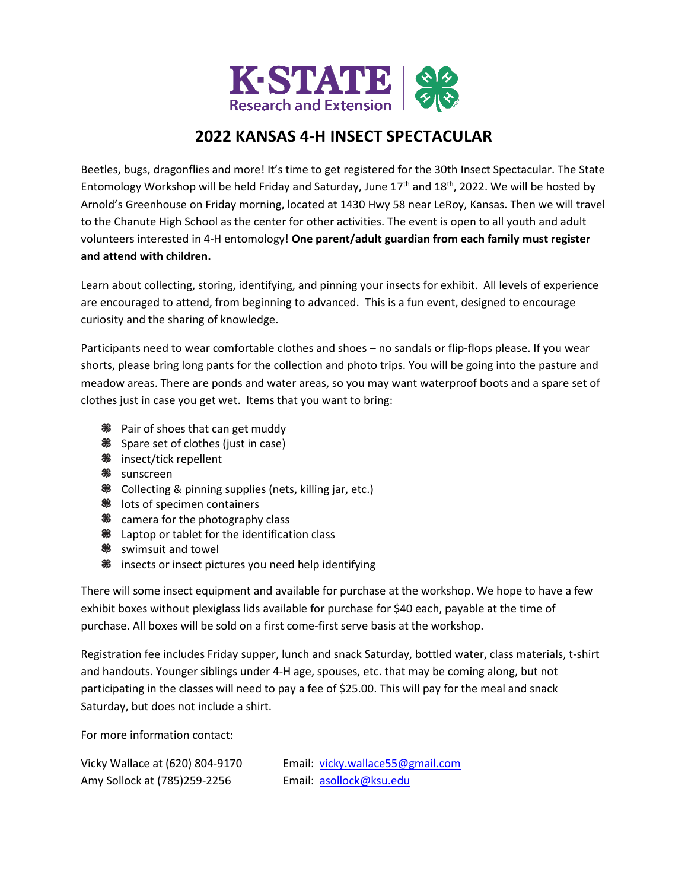K·STATE Research and Extension

# 2022 KANSAS 4-H INSECT SPECTACULAR

Beetles, bugs, dragonflies and more! It's time to get registered for the 30th Insect Spectacular. The State Entomology Workshop will be held Friday and Saturday, June 17th and 18th, 2022. We will be hosted by Arnold's Greenhouse on Friday morning, located at 1430 Hwy 58 near LeRoy, Kansas. Then we will travel to the Chanute High School as the center for other activities. The event is open to all youth and adult volunteers interested in 4-H entomology! **One parent/adult guardian from each family must register and attend with children.**

Learn about collecting, storing, identifying, and pinning your insects for exhibit. All levels of experience are encouraged to attend, from beginning to advanced. This is a fun event, designed to encourage curiosity and the sharing of knowledge.

Participants need to wear comfortable clothes and shoes – no sandals or flip-flops please. If you wear shorts, please bring long pants for the collection and photo trips. You will be going into the pasture and meadow areas. There are ponds and water areas, so you may want waterproof boots and a spare set of clothes just in case you get wet. Items that you want to bring:

- Pair of shoes that can get muddy
- Spare set of clothes (just in case)
- insect/tick repellent
- sunscreen
- Collecting & pinning supplies (nets, killing jar, etc.)
- lots of specimen containers
- camera for the photography class
- Laptop or tablet for the identification class
- swimsuit and towel
- insects or insect pictures you need help identifying

There will some insect equipment and available for purchase at the workshop. We hope to have a few exhibit boxes without plexiglass lids available for purchase for $40 each, payable at the time of purchase. All boxes will be sold on a first come-first serve basis at the workshop.

Registration fee includes Friday supper, lunch and snack Saturday, bottled water, class materials, t-shirt and handouts. Younger siblings under 4-H age, spouses, etc. that may be coming along, but not participating in the classes will need to pay a fee of $25.00. This will pay for the meal and snack Saturday, but does not include a shirt.

For more information contact:

Vicky Wallace at (620) 804-9170    Email: vicky.wallace55@gmail.com
Amy Sollock at (785)259-2256    Email: asollock@ksu.edu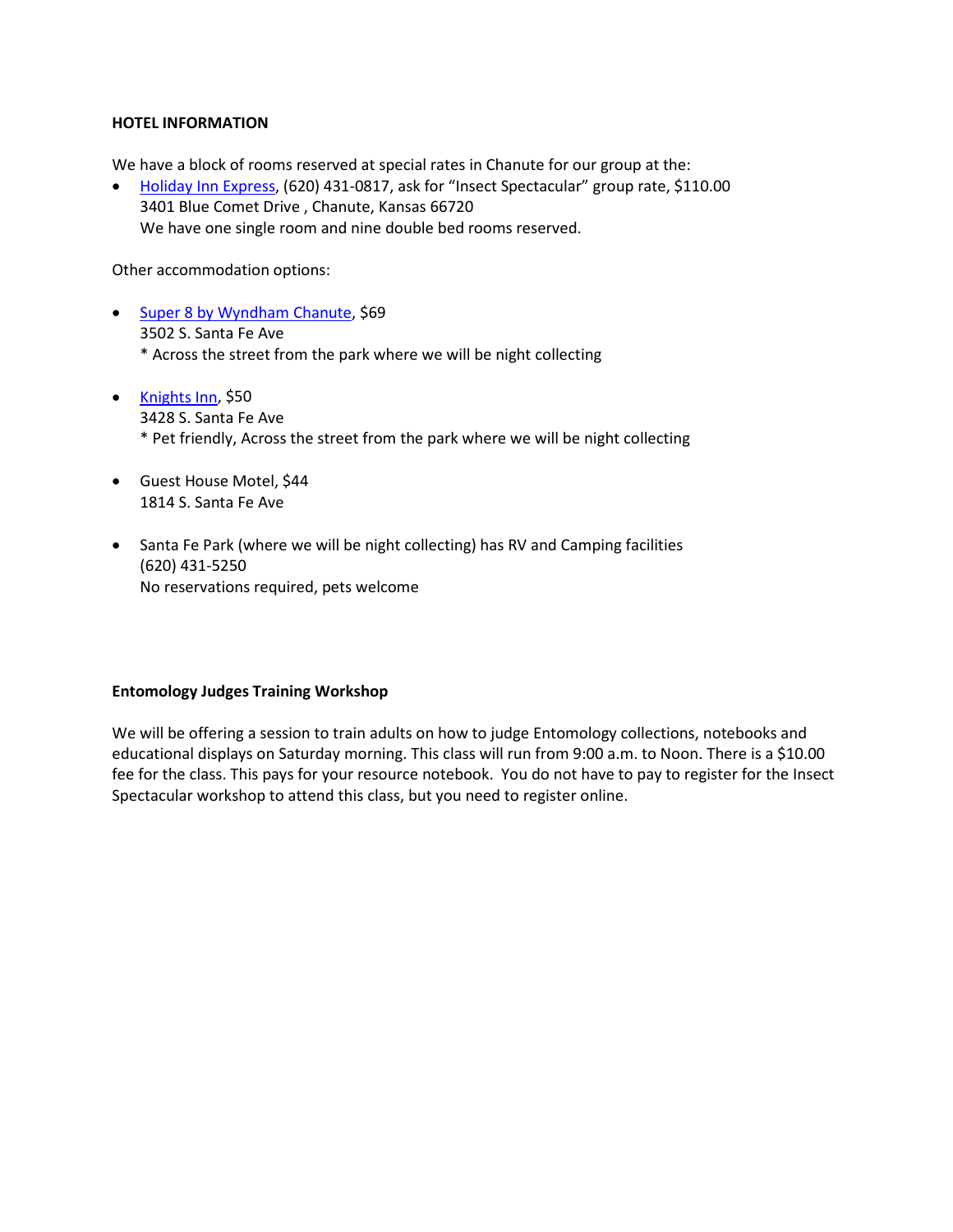**HOTEL INFORMATION**

We have a block of rooms reserved at special rates in Chanute for our group at the:

- Holiday Inn Express, (620) 431-0817, ask for "Insect Spectacular" group rate, $110.00
  3401 Blue Comet Drive , Chanute, Kansas 66720
  We have one single room and nine double bed rooms reserved.

Other accommodation options:

- Super 8 by Wyndham Chanute, $69
  3502 S. Santa Fe Ave
  * Across the street from the park where we will be night collecting

- Knights Inn, $50
  3428 S. Santa Fe Ave
  * Pet friendly, Across the street from the park where we will be night collecting

- Guest House Motel, $44
  1814 S. Santa Fe Ave

- Santa Fe Park (where we will be night collecting) has RV and Camping facilities
  (620) 431-5250
  No reservations required, pets welcome

**Entomology Judges Training Workshop**

We will be offering a session to train adults on how to judge Entomology collections, notebooks and educational displays on Saturday morning. This class will run from 9:00 a.m. to Noon. There is a $10.00 fee for the class. This pays for your resource notebook. You do not have to pay to register for the Insect Spectacular workshop to attend this class, but you need to register online.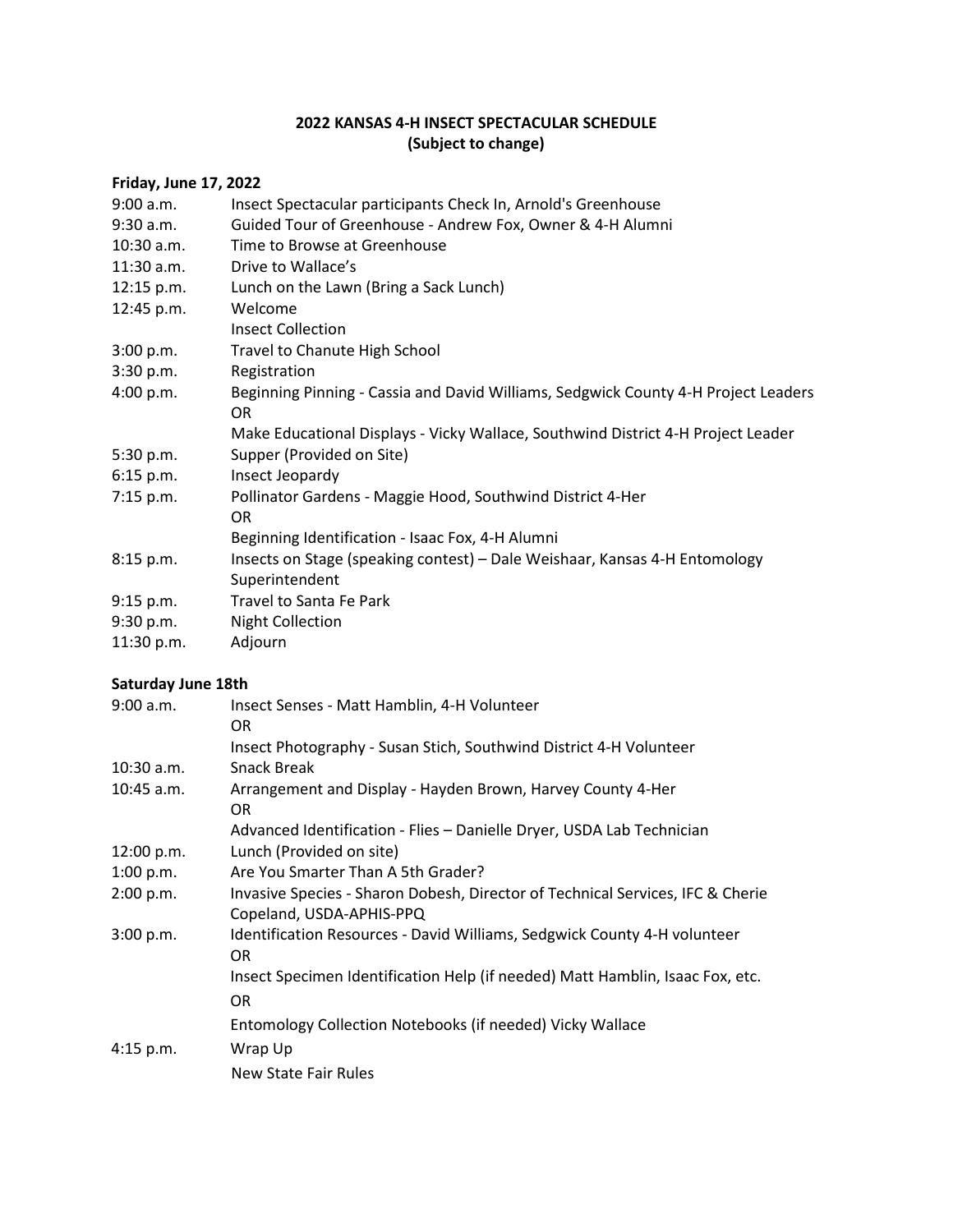# 2022 KANSAS 4-H INSECT SPECTACULAR SCHEDULE
**(Subject to change)**

**Friday, June 17, 2022**

| | |
|---|---|
| 9:00 a.m. | Insect Spectacular participants Check In, Arnold's Greenhouse |
| 9:30 a.m. | Guided Tour of Greenhouse - Andrew Fox, Owner & 4-H Alumni |
| 10:30 a.m. | Time to Browse at Greenhouse |
| 11:30 a.m. | Drive to Wallace's |
| 12:15 p.m. | Lunch on the Lawn (Bring a Sack Lunch) |
| 12:45 p.m. | Welcome |
| | Insect Collection |
| 3:00 p.m. | Travel to Chanute High School |
| 3:30 p.m. | Registration |
| 4:00 p.m. | Beginning Pinning - Cassia and David Williams, Sedgwick County 4-H Project Leaders |
| | OR |
| | Make Educational Displays - Vicky Wallace, Southwind District 4-H Project Leader |
| 5:30 p.m. | Supper (Provided on Site) |
| 6:15 p.m. | Insect Jeopardy |
| 7:15 p.m. | Pollinator Gardens - Maggie Hood, Southwind District 4-Her |
| | OR |
| | Beginning Identification - Isaac Fox, 4-H Alumni |
| 8:15 p.m. | Insects on Stage (speaking contest) – Dale Weishaar, Kansas 4-H Entomology Superintendent |
| 9:15 p.m. | Travel to Santa Fe Park |
| 9:30 p.m. | Night Collection |
| 11:30 p.m. | Adjourn |

**Saturday June 18th**

| | |
|---|---|
| 9:00 a.m. | Insect Senses - Matt Hamblin, 4-H Volunteer |
| | OR |
| | Insect Photography - Susan Stich, Southwind District 4-H Volunteer |
| 10:30 a.m. | Snack Break |
| 10:45 a.m. | Arrangement and Display - Hayden Brown, Harvey County 4-Her |
| | OR |
| | Advanced Identification - Flies – Danielle Dryer, USDA Lab Technician |
| 12:00 p.m. | Lunch (Provided on site) |
| 1:00 p.m. | Are You Smarter Than A 5th Grader? |
| 2:00 p.m. | Invasive Species - Sharon Dobesh, Director of Technical Services, IFC & Cherie Copeland, USDA-APHIS-PPQ |
| 3:00 p.m. | Identification Resources - David Williams, Sedgwick County 4-H volunteer |
| | OR |
| | Insect Specimen Identification Help (if needed) Matt Hamblin, Isaac Fox, etc. |
| | OR |
| | Entomology Collection Notebooks (if needed) Vicky Wallace |
| 4:15 p.m. | Wrap Up |
| | New State Fair Rules |